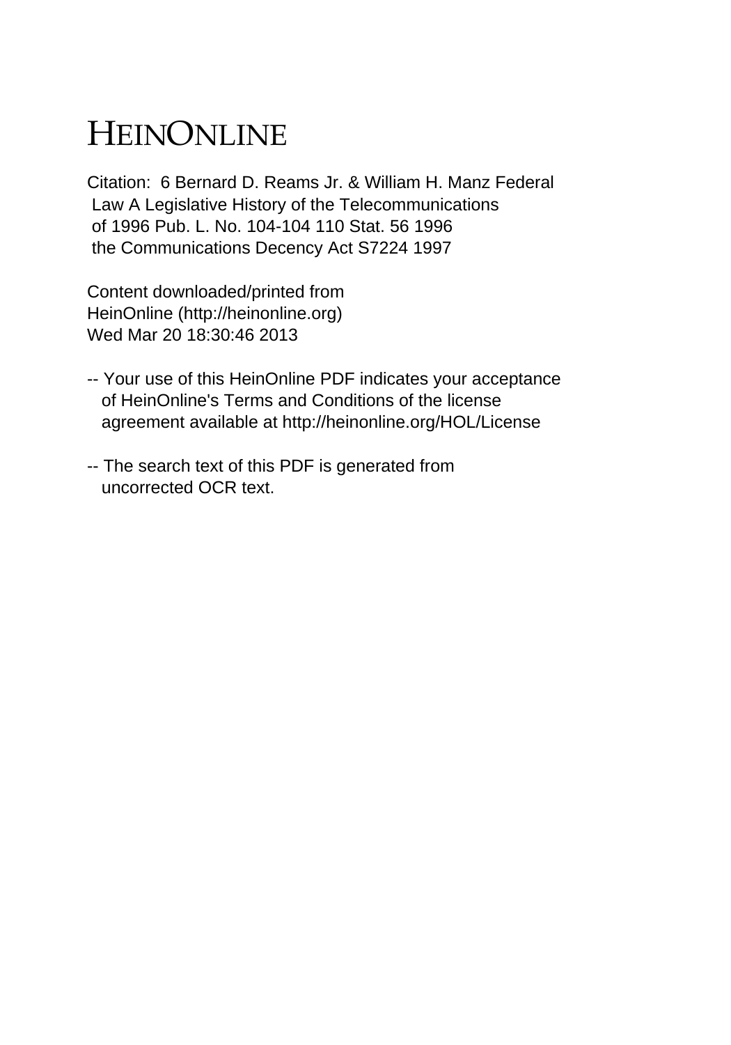# HEINONLINE

Citation: 6 Bernard D. Reams Jr. & William H. Manz Federal Law A Legislative History of the Telecommunications of 1996 Pub. L. No. 104-104 110 Stat. 56 1996 the Communications Decency Act S7224 1997

Content downloaded/printed from HeinOnline (http://heinonline.org) Wed Mar 20 18:30:46 2013

-- Your use of this HeinOnline PDF indicates your acceptance of HeinOnline's Terms and Conditions of the license agreement available at http://heinonline.org/HOL/License

-- The search text of this PDF is generated from uncorrected OCR text.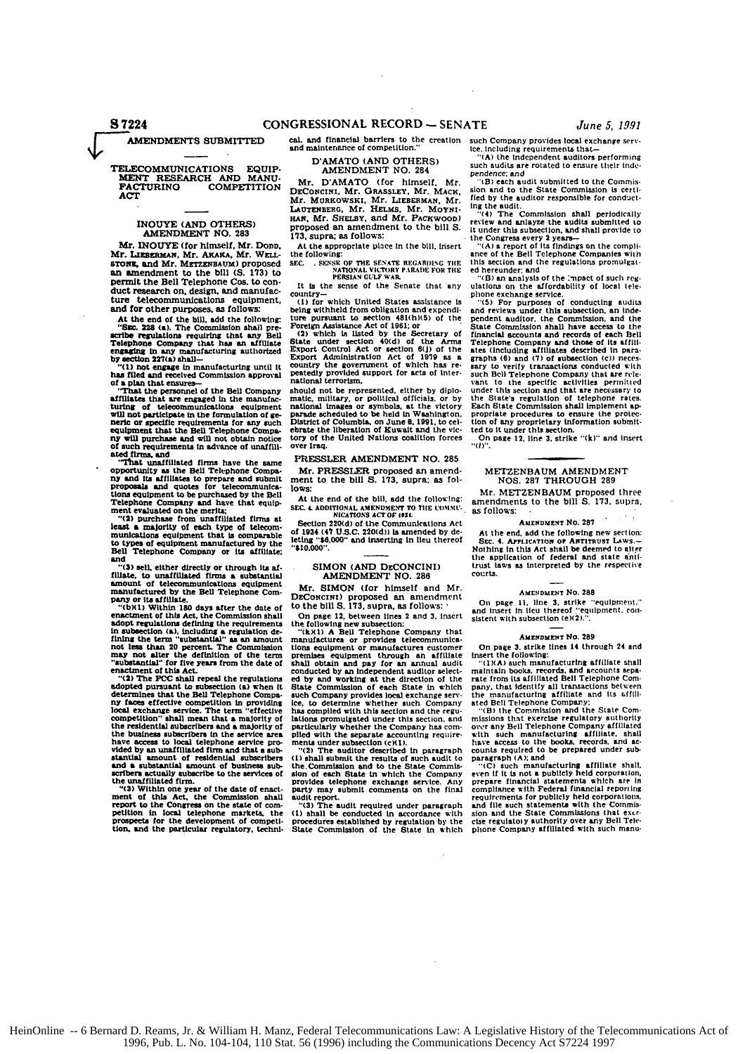## AMENDMENTS SUBMITTED

### TELECOMMUNICATIONS EQUIPMENT RESEARCH AND MANUFACTURING COMPETITION ACT

#### INOUYE (AND OTHERS) AMENDMENT NO. 283

Mr. INOUYE (for himself, Mr. DODD, Mr. LIEBERMAN, Mr. AKAKA, Mr. WELLSTONE, and Mr. METZENBAUM) proposed an amendment to the bill (S. 173) to permit the Bell Telephone Cos. to conduct research on, design, and manufacture telecommunications equipment, and for other purposes, as follows:

At the end of the bill, add the following:

"SEC. 228 (a). The Commission shall prescribe regulations requiring that any Bell Telephone Company that has an affiliate engaging in any manufacturing authorized by section 227(a) shall—

"(1) not engage in manufacturing until it has filed and received Commission approval of a plan that ensures—

"That the personnel of the Bell Company affiliates that are engaged in the manufacturing of telecommunications equipment will not participate in the formulation of generic or specific requirements for any such equipment that the Bell Telephone Company will purchase and will not obtain notice of such requirements in advance of unaffiliated firms, and

"That unaffiliated firms have the same opportunity as the Bell Telephone Company and its affiliates to prepare and submit proposals and quotes for telecommunications equipment to be purchased by the Bell Telephone Company and have that equipment evaluated on the merits;

"(2) purchase from unaffiliated firms at least a majority of each type of telecommunications equipment that is comparable to types of equipment manufactured by the Bell Telephone Company or its affiliate; and

"(3) sell, either directly or through its affiliate, to unaffiliated firms a substantial amount of telecommunications equipment manufactured by the Bell Telephone Company or its affiliate.

"(b)(1) Within 180 days after the date of enactment of this Act, the Commission shall adopt regulations defining the requirements in subsection (a), including a regulation defining the term "substantial" as an amount not less than 20 percent. The Commission may not alter the definition of the term "substantial" for five years from the date of enactment of this Act.

"(2) The FCC shall repeal the regulations adopted pursuant to subsection (a) when it determines that the Bell Telephone Company faces effective competition in providing local exchange service. The term "effective competition" shall mean that a majority of the residential subscribers and a majority of the business subscribers in the service area have access to local telephone service provided by an unaffiliated firm and that a substantial amount of residential subscribers and a substantial amount of business subscribers actually subscribe to the services of the unaffiliated firm.

"(3) Within one year of the date of enactment of this Act, the Commission shall report to the Congress on the state of competition in local telephone markets, the prospects for the development of competition, and the particular regulatory, technical, and financial barriers to the creation and maintenance of competition."

#### D'AMATO (AND OTHERS) AMENDMENT NO. 284

Mr. D'AMATO (for himself, Mr. DECONCINI, Mr. GRASSLEY, Mr. MACK, Mr. MURKOWSKI, Mr. LIEBERMAN, Mr. LAUTENBERG, Mr. HELMS, Mr. MOYNIHAN, Mr. SHELBY, and Mr. PACKWOOD) proposed an amendment to the bill S. 173, supra; as follows:

At the appropriate place in the bill, insert the following:

SEC. . SENSE OF THE SENATE REGARDING THE NATIONAL VICTORY PARADE FOR THE PERSIAN GULF WAR.

It is the sense of the Senate that any country—

(1) for which United States assistance is being withheld from obligation and expenditure pursuant to section 481(h)(5) of the Foreign Assistance Act of 1961; or

(2) which is listed by the Secretary of State under section 40(d) of the Arms Export Control Act or section 6(j) of the Export Administration Act of 1979 as a country the government of which has repeatedly provided support for acts of international terrorism,

should not be represented, either by diplomatic, military, or political officials, or by national images or symbols, at the victory parade scheduled to be held in Washington, District of Columbia, on June 8, 1991, to celebrate the liberation of Kuwait and the victory of the United Nations coalition forces over Iraq.

#### PRESSLER AMENDMENT NO. 285

Mr. PRESSLER proposed an amendment to the bill S. 173, supra; as follows:

At the end of the bill, add the following:

SEC. 4. ADDITIONAL AMENDMENT TO THE COMMUNICATIONS ACT OF 1934.

Section 220(d) of the Communications Act of 1934 (47 U.S.C. 220(d)) is amended by deleting "$6,000" and inserting in lieu thereof "$10,000".

#### SIMON (AND DECONCINI) AMENDMENT NO. 286

Mr. SIMON (for himself and Mr. DECONCINI) proposed an amendment to the bill S. 173, supra, as follows:

On page 12, between lines 2 and 3, insert the following new subsection:

"(k)(1) A Bell Telephone Company that manufactures or provides telecommunications equipment or manufactures customer premises equipment through an affiliate shall obtain and pay for an annual audit conducted by an independent auditor selected by and working at the direction of the State Commission of each State in which such Company provides local exchange service, to determine whether such Company has complied with this section and the regulations promulgated under this section, and particularly whether the Company has complied with the separate accounting requirements under subsection (c)(1).

"(2) The auditor described in paragraph (1) shall submit the results of such audit to the Commission and to the State Commission of each State in which the Company provides telephone exchange service. Any party may submit comments on the final audit report.

"(3) The audit required under paragraph (1) shall be conducted in accordance with procedures established by regulation by the State Commission of the State in which such Company provides local exchange service, including requirements that—

"(A) the independent auditors performing such audits are rotated to ensure their independence; and

"(B) each audit submitted to the Commission and to the State Commission is certified by the auditor responsible for conducting the audit.

"(4) The Commission shall periodically review and anlayze the audits submitted to it under this subsection, and shall provide to the Congress every 2 years—

"(A) a report of its findings on the compliance of the Bell Telephone Companies with this section and the regulations promulgated hereunder; and

"(B) an analysis of the impact of such regulations on the affordability of local telephone exchange service.

"(5) For purposes of conducting audits and reviews under this subsection, an independent auditor, the Commission, and the State Commission shall have access to the financial accounts and records of each Bell Telephone Company and those of its affiliates (including affiliates described in paragraphs (6) and (7) of subsection (c)) necessary to verify transactions conducted with such Bell Telephone Company that are relevant to the specific activities permitted under this section and that are necessary to the State's regulation of telephone rates. Each State Commission shall implement appropriate procedures to ensure the protection of any proprietary information submitted to it under this section.

On page 12, line 3, strike "(k)" and insert "(l)".

#### METZENBAUM AMENDMENT NOS. 287 THROUGH 289

Mr. METZENBAUM proposed three amendments to the bill S. 173, supra, as follows:

AMENDMENT NO. 287

At the end, add the following new section:

SEC. 4. APPLICATION OF ANTITRUST LAWS.—Nothing in this Act shall be deemed to alter the application of federal and state antitrust laws as interpreted by the respective courts.

AMENDMENT NO. 288

On page 11, line 3, strike "equipment." and insert in lieu thereof "equipment, consistent with subsection (e)(2).".

AMENDMENT NO. 289

On page 3, strike lines 14 through 24 and insert the following:

"(1)(A) such manufacturing affiliate shall maintain books, records, and accounts separate from its affiliated Bell Telephone Company, that identify all transactions between the manufacturing affiliate and its affiliated Bell Telephone Company;

"(B) the Commission and the State Commissions that exercise regulatory authority over any Bell Telephone Company affiliated with such manufacturing affiliate, shall have access to the books, records, and accounts required to be prepared under subparagraph (A); and

"(C) such manufacturing affiliate shall, even if it is not a publicly held corporation, prepare financial statements which are in compliance with Federal financial reporting requirements for publicly held corporations, and file such statements with the Commission and the State Commissions that exercise regulatory authority over any Bell Telephone Company affiliated with such manu-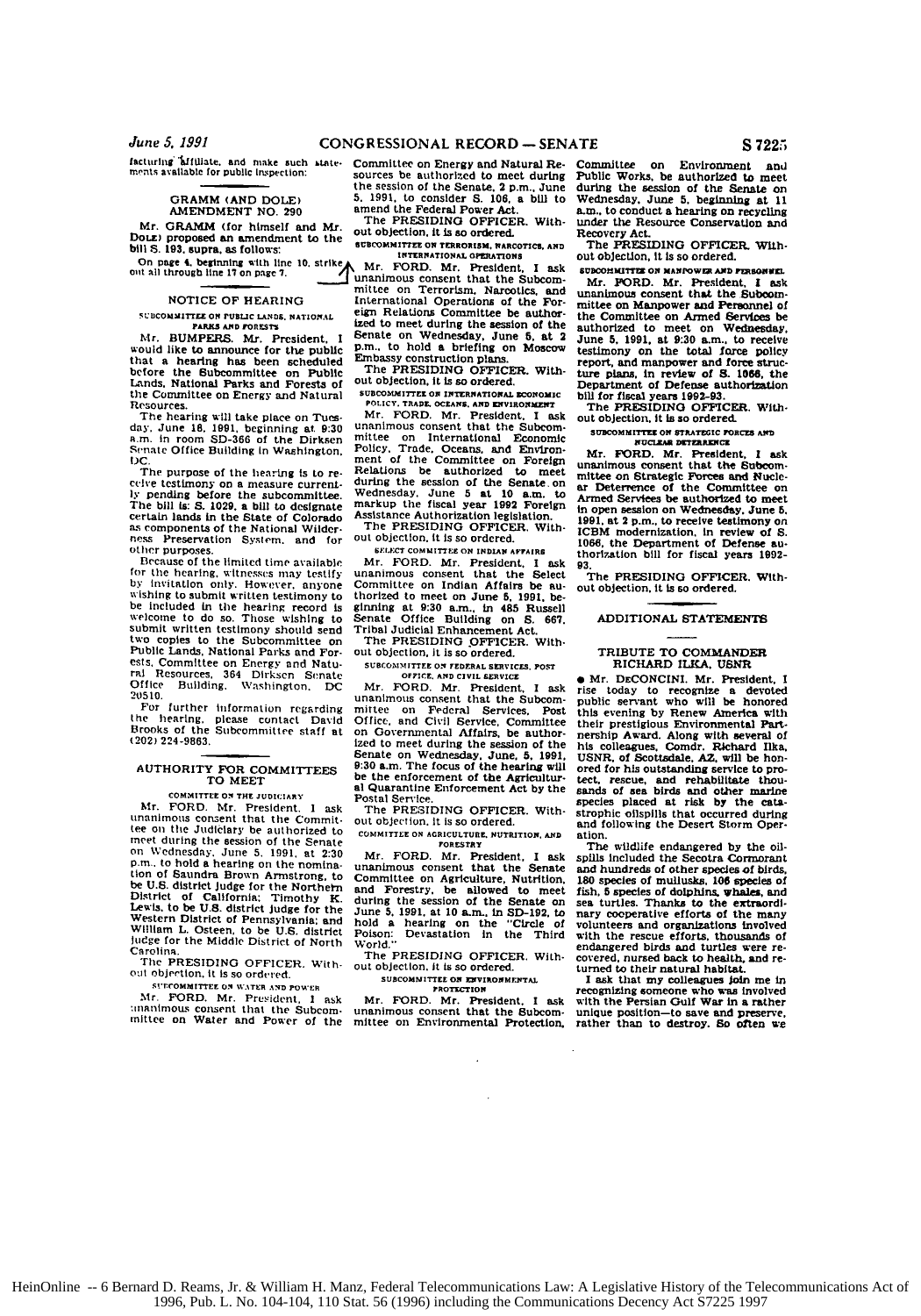facturing affiliate, and make such statements available for public inspection:

## GRAMM (AND DOLE) AMENDMENT NO. 290

Mr. GRAMM (for himself and Mr. DOLE) proposed an amendment to the bill S. 193, supra, as follows:

On page 4, beginning with line 10, strike out all through line 17 on page 7.

## NOTICE OF HEARING

SUBCOMMITTEE ON PUBLIC LANDS, NATIONAL PARKS AND FORESTS

Mr. BUMPERS. Mr. President, I would like to announce for the public that a hearing has been scheduled before the Subcommittee on Public Lands, National Parks and Forests of the Committee on Energy and Natural Resources.

The hearing will take place on Tuesday, June 18, 1991, beginning at 9:30 a.m. in room SD-366 of the Dirksen Senate Office Building in Washington, DC.

The purpose of the hearing is to receive testimony on a measure currently pending before the subcommittee. The bill is: S. 1029, a bill to designate certain lands in the State of Colorado as components of the National Wilderness Preservation System, and for other purposes.

Because of the limited time available for the hearing, witnesses may testify by invitation only. However, anyone wishing to submit written testimony to be included in the hearing record is welcome to do so. Those wishing to submit written testimony should send two copies to the Subcommittee on Public Lands, National Parks and Forests, Committee on Energy and Natural Resources, 364 Dirksen Senate Office Building, Washington, DC 20510.

For further information regarding the hearing, please contact David Brooks of the Subcommittee staff at (202) 224-9863.

## AUTHORITY FOR COMMITTEES TO MEET

COMMITTEE ON THE JUDICIARY

Mr. FORD. Mr. President, I ask unanimous consent that the Committee on the Judiciary be authorized to meet during the session of the Senate on Wednesday, June 5, 1991, at 2:30 p.m., to hold a hearing on the nomination of Saundra Brown Armstrong, to be U.S. district judge for the Northern District of California; Timothy K. Lewis, to be U.S. district judge for the Western District of Pennsylvania; and William L. Osteen, to be U.S. district judge for the Middle District of North Carolina.

The PRESIDING OFFICER. Without objection, it is so ordered.

SUBCOMMITTEE ON WATER AND POWER

Mr. FORD. Mr. President, I ask unanimous consent that the Subcommittee on Water and Power of the Committee on Energy and Natural Resources be authorized to meet during the session of the Senate, 2 p.m., June 5, 1991, to consider S. 106, a bill to amend the Federal Power Act.

The PRESIDING OFFICER. Without objection, it is so ordered.

SUBCOMMITTEE ON TERRORISM, NARCOTICS, AND INTERNATIONAL OPERATIONS

Mr. FORD. Mr. President, I ask unanimous consent that the Subcommittee on Terrorism, Narcotics, and International Operations of the Foreign Relations Committee be authorized to meet during the session of the Senate on Wednesday, June 5, at 2 p.m., to hold a briefing on Moscow Embassy construction plans.

The PRESIDING OFFICER. Without objection, it is so ordered.

SUBCOMMITTEE ON INTERNATIONAL ECONOMIC POLICY, TRADE, OCEANS, AND ENVIRONMENT

Mr. FORD. Mr. President, I ask unanimous consent that the Subcommittee on International Economic Policy, Trade, Oceans, and Environment of the Committee on Foreign Relations be authorized to meet during the session of the Senate on Wednesday, June 5 at 10 a.m. to markup the fiscal year 1992 Foreign Assistance Authorization legislation.

The PRESIDING OFFICER. Without objection, it is so ordered.

SELECT COMMITTEE ON INDIAN AFFAIRS

Mr. FORD. Mr. President, I ask unanimous consent that the Select Committee on Indian Affairs be authorized to meet on June 5, 1991, beginning at 9:30 a.m., in 485 Russell Senate Office Building on S. 667, Tribal Judicial Enhancement Act.

The PRESIDING OFFICER. Without objection, it is so ordered.

SUBCOMMITTEE ON FEDERAL SERVICES, POST OFFICE, AND CIVIL SERVICE

Mr. FORD. Mr. President, I ask unanimous consent that the Subcommittee on Federal Services, Post Office, and Civil Service, Committee on Governmental Affairs, be authorized to meet during the session of the Senate on Wednesday, June, 5, 1991, 9:30 a.m. The focus of the hearing will be the enforcement of the Agricultural Quarantine Enforcement Act by the Postal Service.

The PRESIDING OFFICER. Without objection, it is so ordered.

COMMITTEE ON AGRICULTURE, NUTRITION, AND FORESTRY

Mr. FORD. Mr. President, I ask unanimous consent that the Senate Committee on Agriculture, Nutrition, and Forestry, be allowed to meet during the session of the Senate on June 5, 1991, at 10 a.m., in SD-192, to hold a hearing on the "Circle of Poison: Devastation in the Third World."

The PRESIDING OFFICER. Without objection, it is so ordered.

SUBCOMMITTEE ON ENVIRONMENTAL PROTECTION

Mr. FORD. Mr. President, I ask unanimous consent that the Subcommittee on Environmental Protection, Committee on Environment and Public Works, be authorized to meet during the session of the Senate on Wednesday, June 5, beginning at 11 a.m., to conduct a hearing on recycling under the Resource Conservation and Recovery Act.

The PRESIDING OFFICER. Without objection, it is so ordered.

SUBCOMMITTEE ON MANPOWER AND PERSONNEL

Mr. FORD. Mr. President, I ask unanimous consent that the Subcommittee on Manpower and Personnel of the Committee on Armed Services be authorized to meet on Wednesday, June 5, 1991, at 9:30 a.m., to receive testimony on the total force policy report, and manpower and force structure plans, in review of S. 1066, the Department of Defense authorization bill for fiscal years 1992-93.

The PRESIDING OFFICER. Without objection, it is so ordered.

SUBCOMMITTEE ON STRATEGIC FORCES AND NUCLEAR DETERRENCE

Mr. FORD. Mr. President, I ask unanimous consent that the Subcommittee on Strategic Forces and Nuclear Deterrence of the Committee on Armed Services be authorized to meet in open session on Wednesday, June 5, 1991, at 2 p.m., to receive testimony on ICBM modernization, in review of S. 1066, the Department of Defense authorization bill for fiscal years 1992-93.

The PRESIDING OFFICER. Without objection, it is so ordered.

## ADDITIONAL STATEMENTS

## TRIBUTE TO COMMANDER RICHARD ILKA, USNR

• Mr. DECONCINI. Mr. President, I rise today to recognize a devoted public servant who will be honored this evening by Renew America with their prestigious Environmental Partnership Award. Along with several of his colleagues, Comdr. Richard Ilka, USNR, of Scottsdale, AZ, will be honored for his outstanding service to protect, rescue, and rehabilitate thousands of sea birds and other marine species placed at risk by the catastrophic oilspills that occurred during and following the Desert Storm Operation.

The wildlife endangered by the oilspills included the Secotra Cormorant and hundreds of other species of birds, 180 species of mullusks, 106 species of fish, 5 species of dolphins, whales, and sea turtles. Thanks to the extraordinary cooperative efforts of the many volunteers and organizations involved with the rescue efforts, thousands of endangered birds and turtles were recovered, nursed back to health, and returned to their natural habitat.

I ask that my colleagues join me in recognizing someone who was involved with the Persian Gulf War in a rather unique position—to save and preserve, rather than to destroy. So often we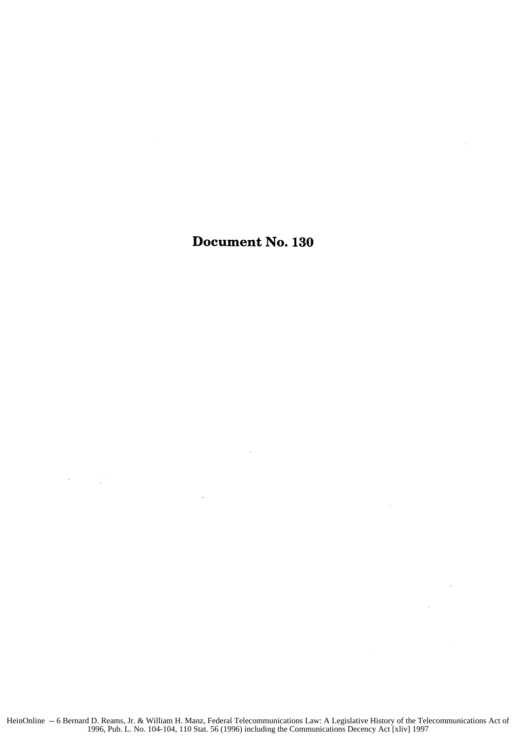# Document No. 130